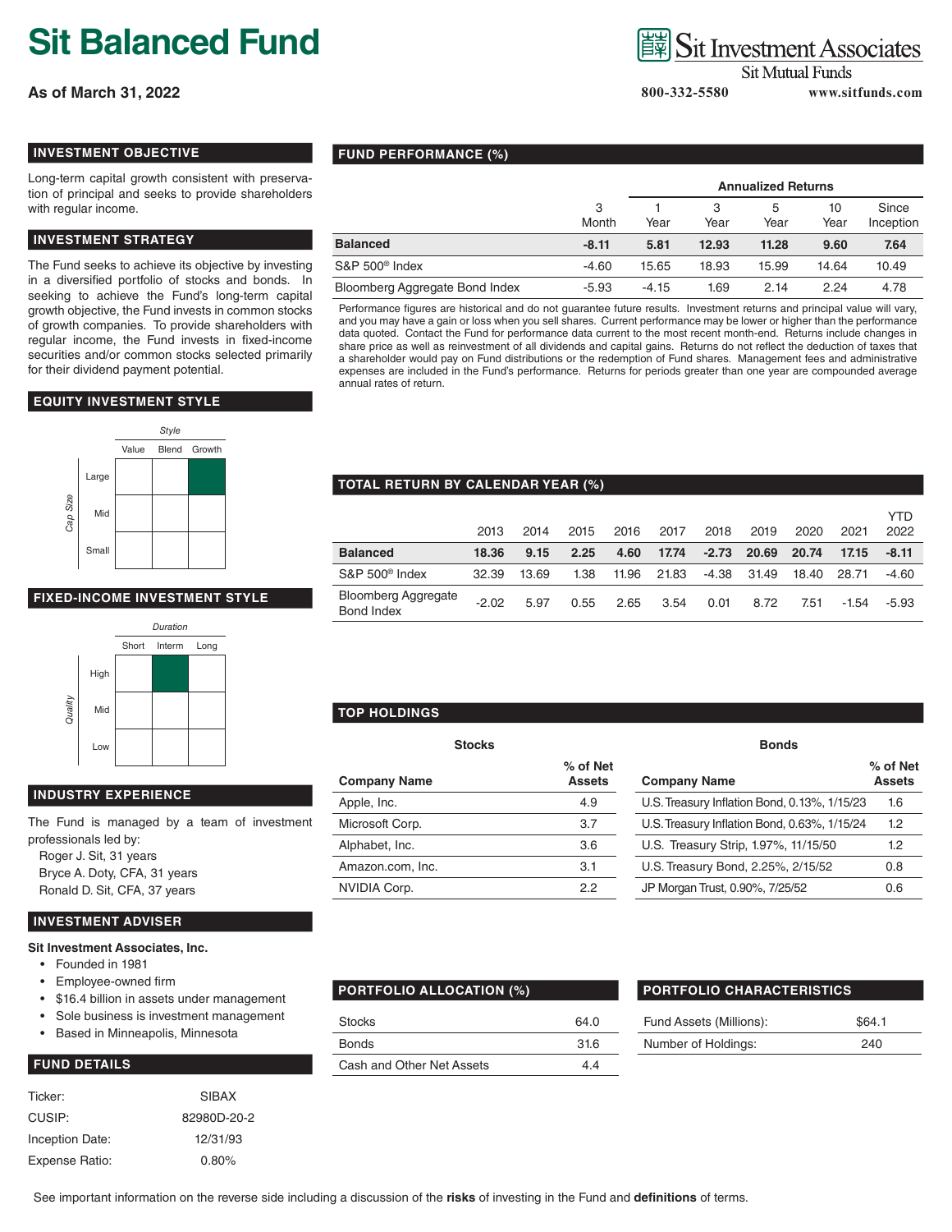# Sit Balanced Fund

**As of March 31, 2022**

Sit Investment Associates
Sit Mutual Funds
800-332-5580 www.sitfunds.com

## INVESTMENT OBJECTIVE

Long-term capital growth consistent with preservation of principal and seeks to provide shareholders with regular income.

## INVESTMENT STRATEGY

The Fund seeks to achieve its objective by investing in a diversified portfolio of stocks and bonds. In seeking to achieve the Fund's long-term capital growth objective, the Fund invests in common stocks of growth companies. To provide shareholders with regular income, the Fund invests in fixed-income securities and/or common stocks selected primarily for their dividend payment potential.

## EQUITY INVESTMENT STYLE

| Cap Size / Style | Value | Blend | Growth |
|---|---|---|---|
| Large | | | ■ |
| Mid | | | |
| Small | | | |

## FIXED-INCOME INVESTMENT STYLE

| Quality / Duration | Short | Interm | Long |
|---|---|---|---|
| High | | ■ | |
| Mid | | | |
| Low | | | |

## INDUSTRY EXPERIENCE

The Fund is managed by a team of investment professionals led by:

Roger J. Sit, 31 years
Bryce A. Doty, CFA, 31 years
Ronald D. Sit, CFA, 37 years

## INVESTMENT ADVISER

**Sit Investment Associates, Inc.**

- Founded in 1981
- Employee-owned firm
- $16.4 billion in assets under management
- Sole business is investment management
- Based in Minneapolis, Minnesota

## FUND DETAILS

| | |
|---|---|
| Ticker: | SIBAX |
| CUSIP: | 82980D-20-2 |
| Inception Date: | 12/31/93 |
| Expense Ratio: | 0.80% |

## FUND PERFORMANCE (%)

| | | Annualized Returns | | | | |
|---|---|---|---|---|---|---|
| | 3 Month | 1 Year | 3 Year | 5 Year | 10 Year | Since Inception |
| **Balanced** | **-8.11** | **5.81** | **12.93** | **11.28** | **9.60** | **7.64** |
| S&P 500® Index | -4.60 | 15.65 | 18.93 | 15.99 | 14.64 | 10.49 |
| Bloomberg Aggregate Bond Index | -5.93 | -4.15 | 1.69 | 2.14 | 2.24 | 4.78 |

Performance figures are historical and do not guarantee future results. Investment returns and principal value will vary, and you may have a gain or loss when you sell shares. Current performance may be lower or higher than the performance data quoted. Contact the Fund for performance data current to the most recent month-end. Returns include changes in share price as well as reinvestment of all dividends and capital gains. Returns do not reflect the deduction of taxes that a shareholder would pay on Fund distributions or the redemption of Fund shares. Management fees and administrative expenses are included in the Fund's performance. Returns for periods greater than one year are compounded average annual rates of return.

## TOTAL RETURN BY CALENDAR YEAR (%)

| | 2013 | 2014 | 2015 | 2016 | 2017 | 2018 | 2019 | 2020 | 2021 | YTD 2022 |
|---|---|---|---|---|---|---|---|---|---|---|
| **Balanced** | **18.36** | **9.15** | **2.25** | **4.60** | **17.74** | **-2.73** | **20.69** | **20.74** | **17.15** | **-8.11** |
| S&P 500® Index | 32.39 | 13.69 | 1.38 | 11.96 | 21.83 | -4.38 | 31.49 | 18.40 | 28.71 | -4.60 |
| Bloomberg Aggregate Bond Index | -2.02 | 5.97 | 0.55 | 2.65 | 3.54 | 0.01 | 8.72 | 7.51 | -1.54 | -5.93 |

## TOP HOLDINGS

**Stocks**

| Company Name | % of Net Assets |
|---|---|
| Apple, Inc. | 4.9 |
| Microsoft Corp. | 3.7 |
| Alphabet, Inc. | 3.6 |
| Amazon.com, Inc. | 3.1 |
| NVIDIA Corp. | 2.2 |

**Bonds**

| Company Name | % of Net Assets |
|---|---|
| U.S. Treasury Inflation Bond, 0.13%, 1/15/23 | 1.6 |
| U.S. Treasury Inflation Bond, 0.63%, 1/15/24 | 1.2 |
| U.S. Treasury Strip, 1.97%, 11/15/50 | 1.2 |
| U.S. Treasury Bond, 2.25%, 2/15/52 | 0.8 |
| JP Morgan Trust, 0.90%, 7/25/52 | 0.6 |

## PORTFOLIO ALLOCATION (%)

| | |
|---|---|
| Stocks | 64.0 |
| Bonds | 31.6 |
| Cash and Other Net Assets | 4.4 |

## PORTFOLIO CHARACTERISTICS

| | |
|---|---|
| Fund Assets (Millions): | $64.1 |
| Number of Holdings: | 240 |

See important information on the reverse side including a discussion of the **risks** of investing in the Fund and **definitions** of terms.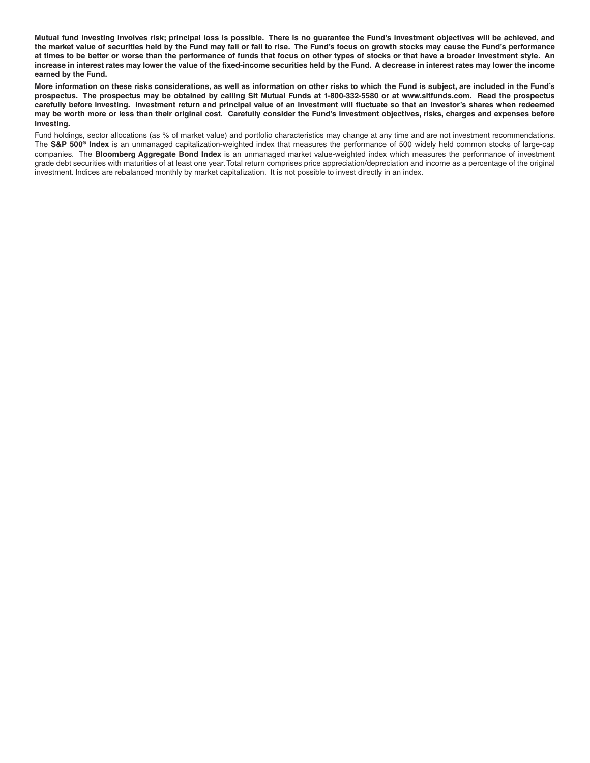**Mutual fund investing involves risk; principal loss is possible. There is no guarantee the Fund's investment objectives will be achieved, and the market value of securities held by the Fund may fall or fail to rise. The Fund's focus on growth stocks may cause the Fund's performance at times to be better or worse than the performance of funds that focus on other types of stocks or that have a broader investment style. An increase in interest rates may lower the value of the fixed-income securities held by the Fund. A decrease in interest rates may lower the income earned by the Fund.**

**More information on these risks considerations, as well as information on other risks to which the Fund is subject, are included in the Fund's prospectus. The prospectus may be obtained by calling Sit Mutual Funds at 1-800-332-5580 or at www.sitfunds.com. Read the prospectus carefully before investing. Investment return and principal value of an investment will fluctuate so that an investor's shares when redeemed may be worth more or less than their original cost. Carefully consider the Fund's investment objectives, risks, charges and expenses before investing.**

Fund holdings, sector allocations (as % of market value) and portfolio characteristics may change at any time and are not investment recommendations. The **S&P 500® Index** is an unmanaged capitalization-weighted index that measures the performance of 500 widely held common stocks of large-cap companies. The **Bloomberg Aggregate Bond Index** is an unmanaged market value-weighted index which measures the performance of investment grade debt securities with maturities of at least one year. Total return comprises price appreciation/depreciation and income as a percentage of the original investment. Indices are rebalanced monthly by market capitalization. It is not possible to invest directly in an index.